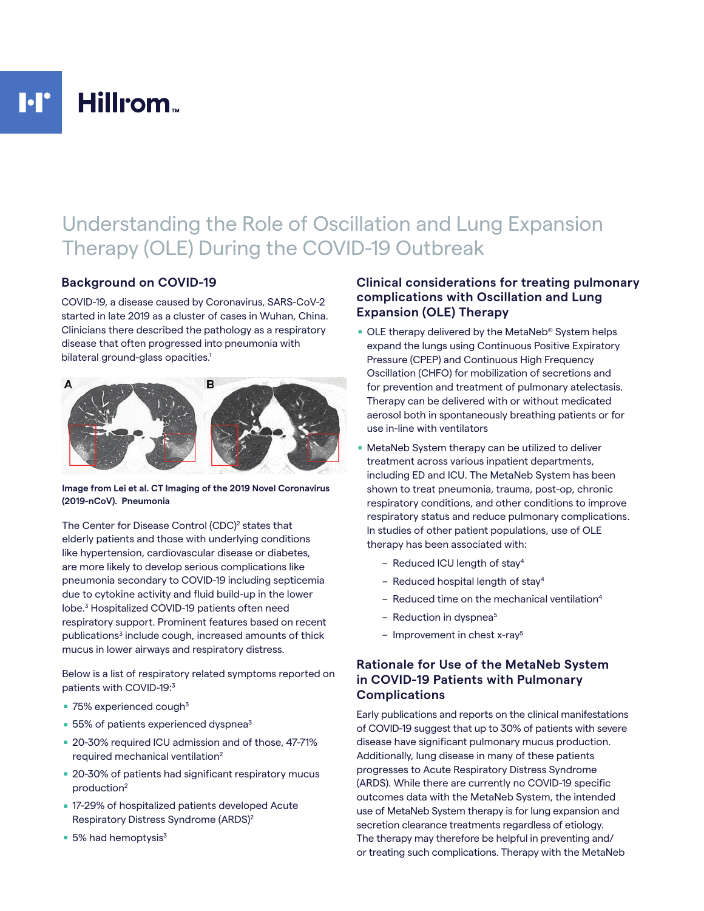Hillrom™

# Understanding the Role of Oscillation and Lung Expansion Therapy (OLE) During the COVID-19 Outbreak

## Background on COVID-19

COVID-19, a disease caused by Coronavirus, SARS-CoV-2 started in late 2019 as a cluster of cases in Wuhan, China. Clinicians there described the pathology as a respiratory disease that often progressed into pneumonia with bilateral ground-glass opacities.[1]

**Image from Lei et al. CT Imaging of the 2019 Novel Coronavirus (2019-nCoV). Pneumonia**

The Center for Disease Control (CDC)[2] states that elderly patients and those with underlying conditions like hypertension, cardiovascular disease or diabetes, are more likely to develop serious complications like pneumonia secondary to COVID-19 including septicemia due to cytokine activity and fluid build-up in the lower lobe.[3] Hospitalized COVID-19 patients often need respiratory support. Prominent features based on recent publications[3] include cough, increased amounts of thick mucus in lower airways and respiratory distress.

Below is a list of respiratory related symptoms reported on patients with COVID-19:[3]

- 75% experienced cough[3]
- 55% of patients experienced dyspnea[3]
- 20-30% required ICU admission and of those, 47-71% required mechanical ventilation[2]
- 20-30% of patients had significant respiratory mucus production[2]
- 17-29% of hospitalized patients developed Acute Respiratory Distress Syndrome (ARDS)[2]
- 5% had hemoptysis[3]

## Clinical considerations for treating pulmonary complications with Oscillation and Lung Expansion (OLE) Therapy

- OLE therapy delivered by the MetaNeb® System helps expand the lungs using Continuous Positive Expiratory Pressure (CPEP) and Continuous High Frequency Oscillation (CHFO) for mobilization of secretions and for prevention and treatment of pulmonary atelectasis. Therapy can be delivered with or without medicated aerosol both in spontaneously breathing patients or for use in-line with ventilators
- MetaNeb System therapy can be utilized to deliver treatment across various inpatient departments, including ED and ICU. The MetaNeb System has been shown to treat pneumonia, trauma, post-op, chronic respiratory conditions, and other conditions to improve respiratory status and reduce pulmonary complications. In studies of other patient populations, use of OLE therapy has been associated with:
  - Reduced ICU length of stay[4]
  - Reduced hospital length of stay[4]
  - Reduced time on the mechanical ventilation[4]
  - Reduction in dyspnea[5]
  - Improvement in chest x-ray[5]

## Rationale for Use of the MetaNeb System in COVID-19 Patients with Pulmonary Complications

Early publications and reports on the clinical manifestations of COVID-19 suggest that up to 30% of patients with severe disease have significant pulmonary mucus production. Additionally, lung disease in many of these patients progresses to Acute Respiratory Distress Syndrome (ARDS). While there are currently no COVID-19 specific outcomes data with the MetaNeb System, the intended use of MetaNeb System therapy is for lung expansion and secretion clearance treatments regardless of etiology. The therapy may therefore be helpful in preventing and/or treating such complications. Therapy with the MetaNeb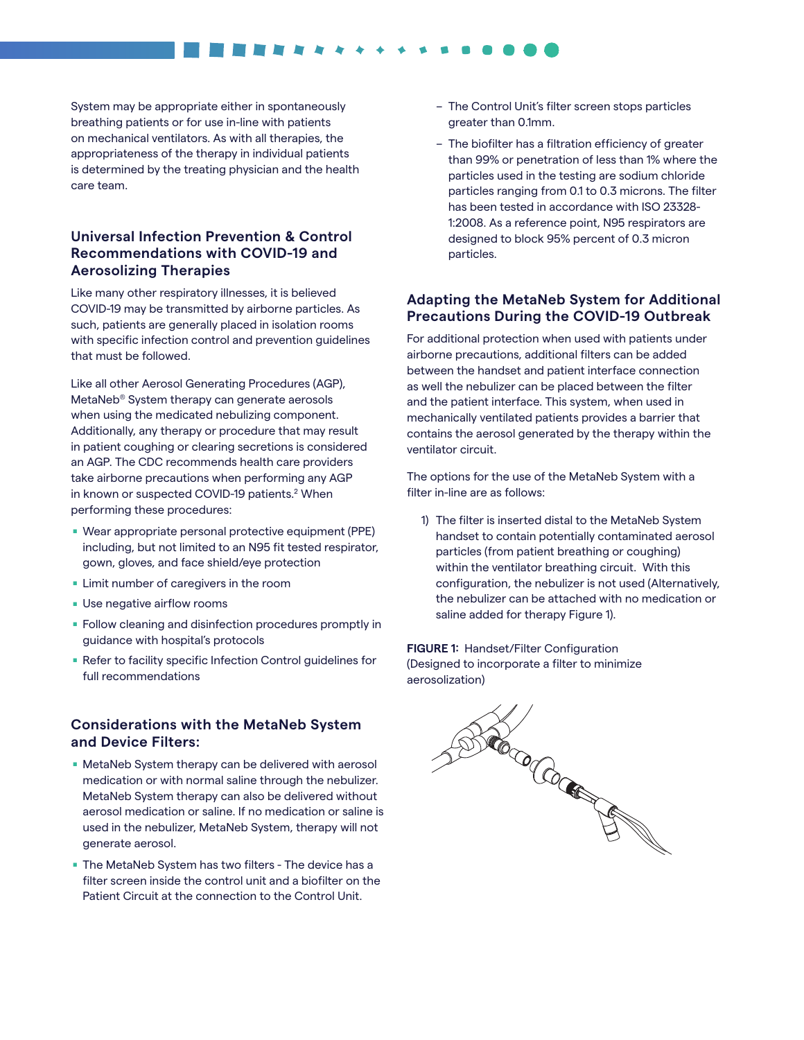System may be appropriate either in spontaneously breathing patients or for use in-line with patients on mechanical ventilators. As with all therapies, the appropriateness of the therapy in individual patients is determined by the treating physician and the health care team.

## Universal Infection Prevention & Control Recommendations with COVID-19 and Aerosolizing Therapies

Like many other respiratory illnesses, it is believed COVID-19 may be transmitted by airborne particles. As such, patients are generally placed in isolation rooms with specific infection control and prevention guidelines that must be followed.

Like all other Aerosol Generating Procedures (AGP), MetaNeb® System therapy can generate aerosols when using the medicated nebulizing component. Additionally, any therapy or procedure that may result in patient coughing or clearing secretions is considered an AGP. The CDC recommends health care providers take airborne precautions when performing any AGP in known or suspected COVID-19 patients.[2] When performing these procedures:

- Wear appropriate personal protective equipment (PPE) including, but not limited to an N95 fit tested respirator, gown, gloves, and face shield/eye protection
- Limit number of caregivers in the room
- Use negative airflow rooms
- Follow cleaning and disinfection procedures promptly in guidance with hospital's protocols
- Refer to facility specific Infection Control guidelines for full recommendations

## Considerations with the MetaNeb System and Device Filters:

- MetaNeb System therapy can be delivered with aerosol medication or with normal saline through the nebulizer. MetaNeb System therapy can also be delivered without aerosol medication or saline. If no medication or saline is used in the nebulizer, MetaNeb System, therapy will not generate aerosol.
- The MetaNeb System has two filters - The device has a filter screen inside the control unit and a biofilter on the Patient Circuit at the connection to the Control Unit.
  - The Control Unit's filter screen stops particles greater than 0.1mm.
  - The biofilter has a filtration efficiency of greater than 99% or penetration of less than 1% where the particles used in the testing are sodium chloride particles ranging from 0.1 to 0.3 microns. The filter has been tested in accordance with ISO 23328-1:2008. As a reference point, N95 respirators are designed to block 95% percent of 0.3 micron particles.

## Adapting the MetaNeb System for Additional Precautions During the COVID-19 Outbreak

For additional protection when used with patients under airborne precautions, additional filters can be added between the handset and patient interface connection as well the nebulizer can be placed between the filter and the patient interface. This system, when used in mechanically ventilated patients provides a barrier that contains the aerosol generated by the therapy within the ventilator circuit.

The options for the use of the MetaNeb System with a filter in-line are as follows:

1) The filter is inserted distal to the MetaNeb System handset to contain potentially contaminated aerosol particles (from patient breathing or coughing) within the ventilator breathing circuit. With this configuration, the nebulizer is not used (Alternatively, the nebulizer can be attached with no medication or saline added for therapy Figure 1).

**FIGURE 1:** Handset/Filter Configuration (Designed to incorporate a filter to minimize aerosolization)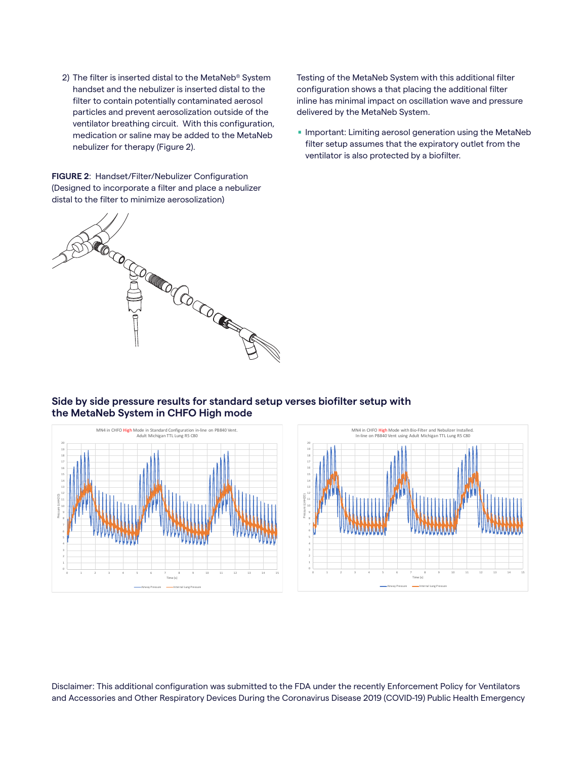2) The filter is inserted distal to the MetaNeb® System handset and the nebulizer is inserted distal to the filter to contain potentially contaminated aerosol particles and prevent aerosolization outside of the ventilator breathing circuit. With this configuration, medication or saline may be added to the MetaNeb nebulizer for therapy (Figure 2).

**FIGURE 2**: Handset/Filter/Nebulizer Configuration (Designed to incorporate a filter and place a nebulizer distal to the filter to minimize aerosolization)

Testing of the MetaNeb System with this additional filter configuration shows a that placing the additional filter inline has minimal impact on oscillation wave and pressure delivered by the MetaNeb System.

- Important: Limiting aerosol generation using the MetaNeb filter setup assumes that the expiratory outlet from the ventilator is also protected by a biofilter.

## Side by side pressure results for standard setup verses biofilter setup with the MetaNeb System in CHFO High mode

MN4 in CHFO High Mode in Standard Configuration in-line on PB840 Vent. Adult Michigan TTL Lung R5 C80

MN4 in CHFO High Mode with Bio-Filter and Nebulizer Installed. In-line on PB840 Vent using Adult Michigan TTL Lung R5 C80

Disclaimer: This additional configuration was submitted to the FDA under the recently Enforcement Policy for Ventilators and Accessories and Other Respiratory Devices During the Coronavirus Disease 2019 (COVID-19) Public Health Emergency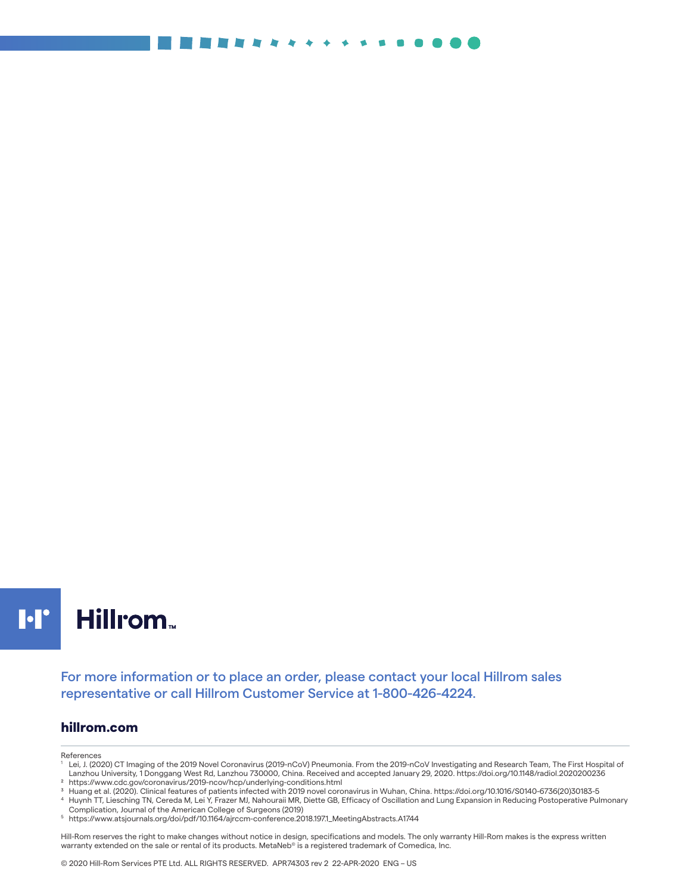Hillrom™

For more information or to place an order, please contact your local Hillrom sales representative or call Hillrom Customer Service at 1-800-426-4224.

**hillrom.com**

References

[1] Lei, J. (2020) CT Imaging of the 2019 Novel Coronavirus (2019-nCoV) Pneumonia. From the 2019-nCoV Investigating and Research Team, The First Hospital of Lanzhou University, 1 Donggang West Rd, Lanzhou 730000, China. Received and accepted January 29, 2020. https://doi.org/10.1148/radiol.2020200236

[2] https://www.cdc.gov/coronavirus/2019-ncov/hcp/underlying-conditions.html

[3] Huang et al. (2020). Clinical features of patients infected with 2019 novel coronavirus in Wuhan, China. https://doi.org/10.1016/S0140-6736(20)30183-5

[4] Huynh TT, Liesching TN, Cereda M, Lei Y, Frazer MJ, Nahouraii MR, Diette GB, Efficacy of Oscillation and Lung Expansion in Reducing Postoperative Pulmonary Complication, Journal of the American College of Surgeons (2019)

[5] https://www.atsjournals.org/doi/pdf/10.1164/ajrccm-conference.2018.197.1_MeetingAbstracts.A1744

Hill-Rom reserves the right to make changes without notice in design, specifications and models. The only warranty Hill-Rom makes is the express written warranty extended on the sale or rental of its products. MetaNeb® is a registered trademark of Comedica, Inc.

© 2020 Hill-Rom Services PTE Ltd. ALL RIGHTS RESERVED. APR74303 rev 2 22-APR-2020 ENG – US